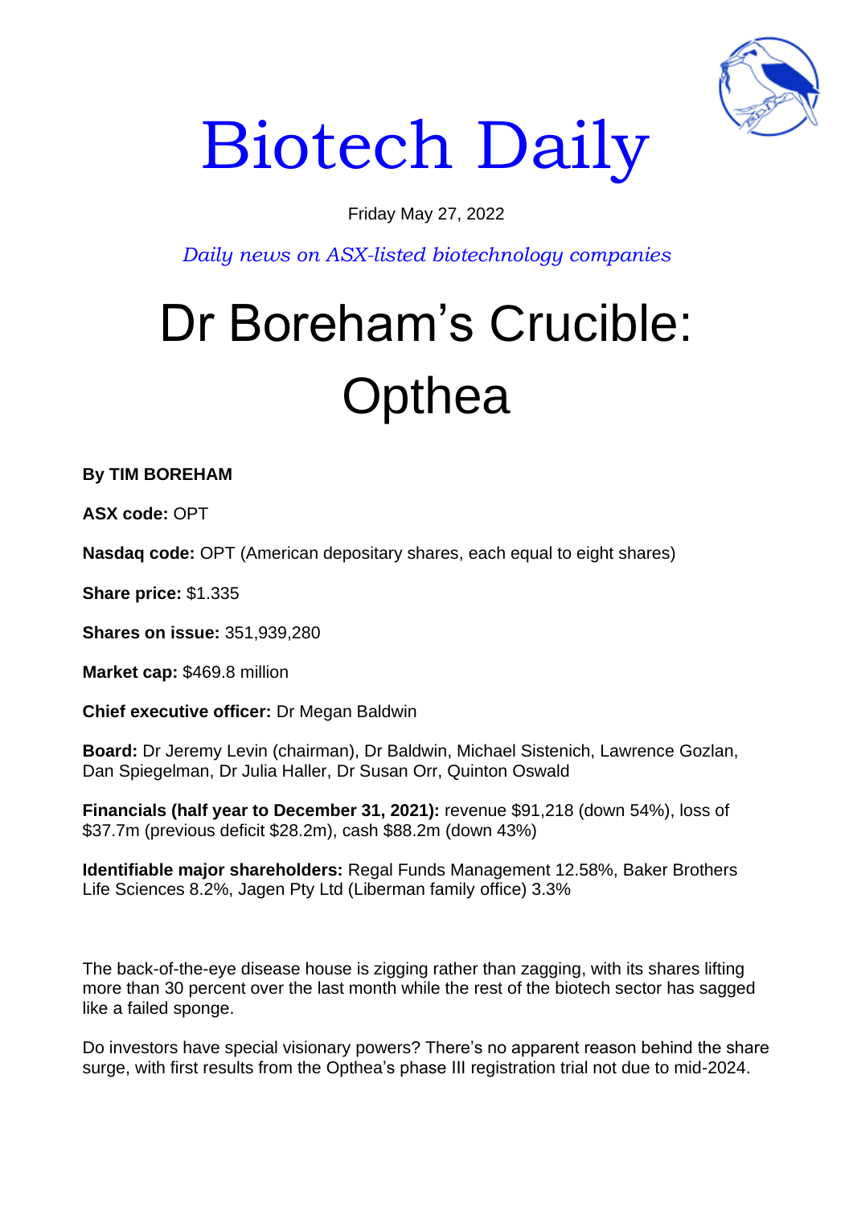# Biotech Daily

Friday May 27, 2022

*Daily news on ASX-listed biotechnology companies*

# Dr Boreham's Crucible: Opthea

**By TIM BOREHAM**

**ASX code:** OPT

**Nasdaq code:** OPT (American depositary shares, each equal to eight shares)

**Share price:** $1.335

**Shares on issue:** 351,939,280

**Market cap:** $469.8 million

**Chief executive officer:** Dr Megan Baldwin

**Board:** Dr Jeremy Levin (chairman), Dr Baldwin, Michael Sistenich, Lawrence Gozlan, Dan Spiegelman, Dr Julia Haller, Dr Susan Orr, Quinton Oswald

**Financials (half year to December 31, 2021):** revenue $91,218 (down 54%), loss of $37.7m (previous deficit $28.2m), cash $88.2m (down 43%)

**Identifiable major shareholders:** Regal Funds Management 12.58%, Baker Brothers Life Sciences 8.2%, Jagen Pty Ltd (Liberman family office) 3.3%

The back-of-the-eye disease house is zigging rather than zagging, with its shares lifting more than 30 percent over the last month while the rest of the biotech sector has sagged like a failed sponge.

Do investors have special visionary powers? There's no apparent reason behind the share surge, with first results from the Opthea's phase III registration trial not due to mid-2024.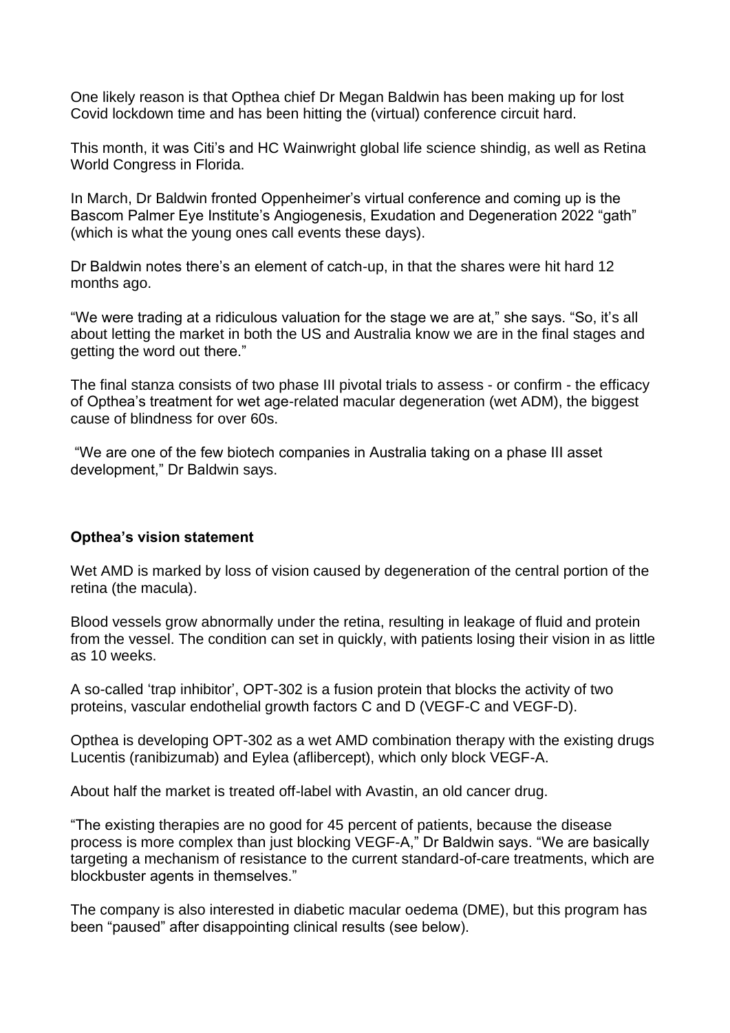One likely reason is that Opthea chief Dr Megan Baldwin has been making up for lost Covid lockdown time and has been hitting the (virtual) conference circuit hard.

This month, it was Citi's and HC Wainwright global life science shindig, as well as Retina World Congress in Florida.

In March, Dr Baldwin fronted Oppenheimer's virtual conference and coming up is the Bascom Palmer Eye Institute's Angiogenesis, Exudation and Degeneration 2022 "gath" (which is what the young ones call events these days).

Dr Baldwin notes there's an element of catch-up, in that the shares were hit hard 12 months ago.

"We were trading at a ridiculous valuation for the stage we are at," she says. "So, it's all about letting the market in both the US and Australia know we are in the final stages and getting the word out there."

The final stanza consists of two phase III pivotal trials to assess - or confirm - the efficacy of Opthea's treatment for wet age-related macular degeneration (wet ADM), the biggest cause of blindness for over 60s.

"We are one of the few biotech companies in Australia taking on a phase III asset development," Dr Baldwin says.

**Opthea's vision statement**

Wet AMD is marked by loss of vision caused by degeneration of the central portion of the retina (the macula).

Blood vessels grow abnormally under the retina, resulting in leakage of fluid and protein from the vessel. The condition can set in quickly, with patients losing their vision in as little as 10 weeks.

A so-called 'trap inhibitor', OPT-302 is a fusion protein that blocks the activity of two proteins, vascular endothelial growth factors C and D (VEGF-C and VEGF-D).

Opthea is developing OPT-302 as a wet AMD combination therapy with the existing drugs Lucentis (ranibizumab) and Eylea (aflibercept), which only block VEGF-A.

About half the market is treated off-label with Avastin, an old cancer drug.

"The existing therapies are no good for 45 percent of patients, because the disease process is more complex than just blocking VEGF-A," Dr Baldwin says. "We are basically targeting a mechanism of resistance to the current standard-of-care treatments, which are blockbuster agents in themselves."

The company is also interested in diabetic macular oedema (DME), but this program has been "paused" after disappointing clinical results (see below).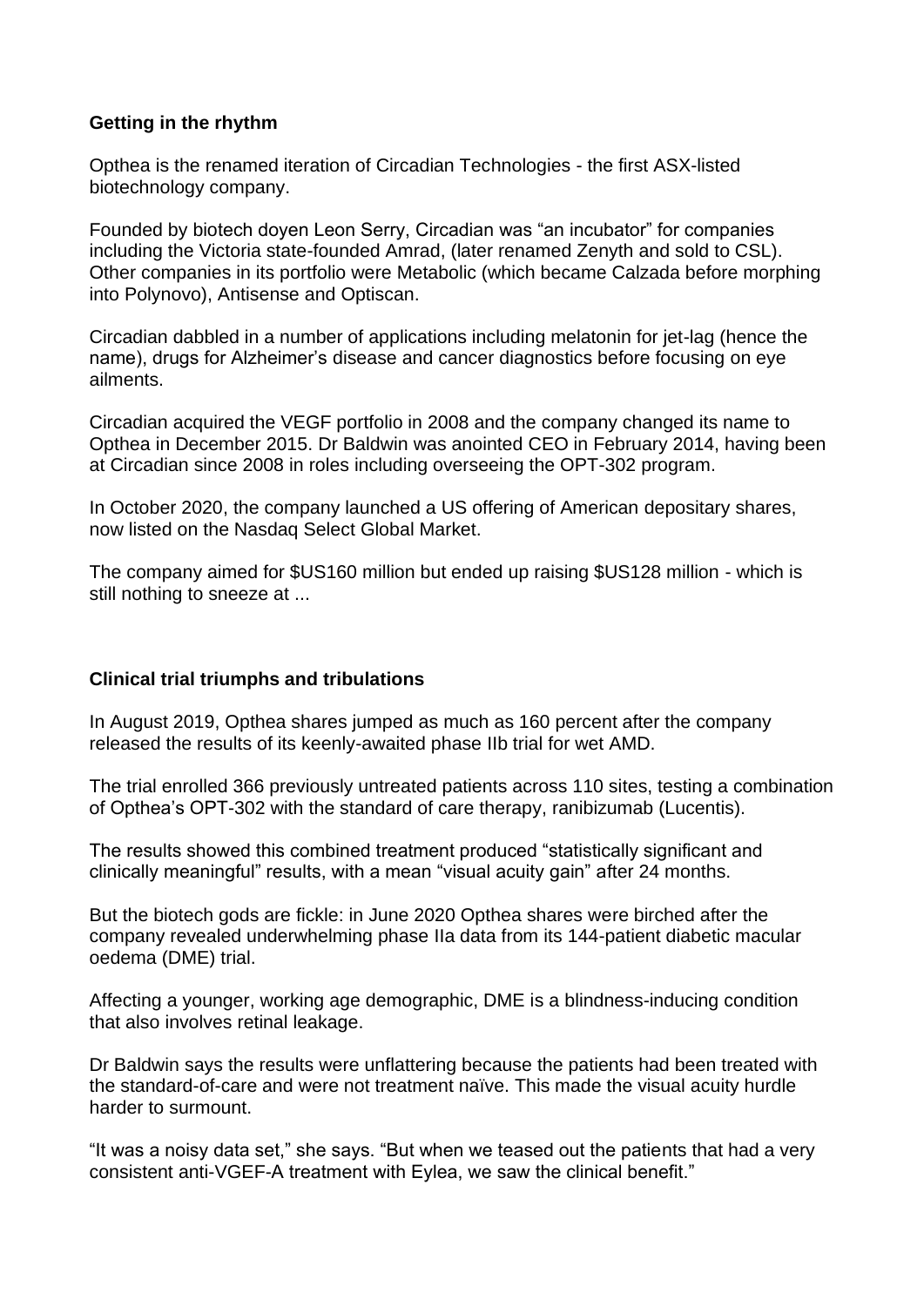**Getting in the rhythm**

Opthea is the renamed iteration of Circadian Technologies - the first ASX-listed biotechnology company.

Founded by biotech doyen Leon Serry, Circadian was "an incubator" for companies including the Victoria state-founded Amrad, (later renamed Zenyth and sold to CSL). Other companies in its portfolio were Metabolic (which became Calzada before morphing into Polynovo), Antisense and Optiscan.

Circadian dabbled in a number of applications including melatonin for jet-lag (hence the name), drugs for Alzheimer's disease and cancer diagnostics before focusing on eye ailments.

Circadian acquired the VEGF portfolio in 2008 and the company changed its name to Opthea in December 2015. Dr Baldwin was anointed CEO in February 2014, having been at Circadian since 2008 in roles including overseeing the OPT-302 program.

In October 2020, the company launched a US offering of American depositary shares, now listed on the Nasdaq Select Global Market.

The company aimed for $US160 million but ended up raising $US128 million - which is still nothing to sneeze at ...

**Clinical trial triumphs and tribulations**

In August 2019, Opthea shares jumped as much as 160 percent after the company released the results of its keenly-awaited phase IIb trial for wet AMD.

The trial enrolled 366 previously untreated patients across 110 sites, testing a combination of Opthea's OPT-302 with the standard of care therapy, ranibizumab (Lucentis).

The results showed this combined treatment produced "statistically significant and clinically meaningful" results, with a mean "visual acuity gain" after 24 months.

But the biotech gods are fickle: in June 2020 Opthea shares were birched after the company revealed underwhelming phase IIa data from its 144-patient diabetic macular oedema (DME) trial.

Affecting a younger, working age demographic, DME is a blindness-inducing condition that also involves retinal leakage.

Dr Baldwin says the results were unflattering because the patients had been treated with the standard-of-care and were not treatment naïve. This made the visual acuity hurdle harder to surmount.

"It was a noisy data set," she says. "But when we teased out the patients that had a very consistent anti-VGEF-A treatment with Eylea, we saw the clinical benefit."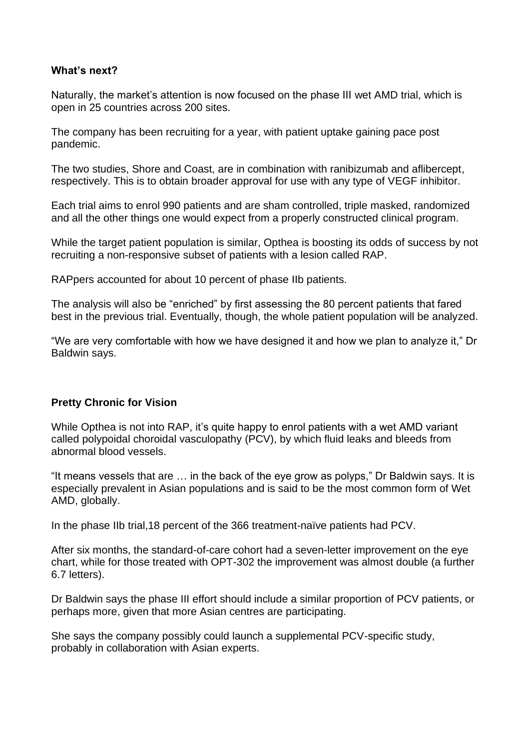**What's next?**

Naturally, the market's attention is now focused on the phase III wet AMD trial, which is open in 25 countries across 200 sites.

The company has been recruiting for a year, with patient uptake gaining pace post pandemic.

The two studies, Shore and Coast, are in combination with ranibizumab and aflibercept, respectively. This is to obtain broader approval for use with any type of VEGF inhibitor.

Each trial aims to enrol 990 patients and are sham controlled, triple masked, randomized and all the other things one would expect from a properly constructed clinical program.

While the target patient population is similar, Opthea is boosting its odds of success by not recruiting a non-responsive subset of patients with a lesion called RAP.

RAPpers accounted for about 10 percent of phase IIb patients.

The analysis will also be "enriched" by first assessing the 80 percent patients that fared best in the previous trial. Eventually, though, the whole patient population will be analyzed.

"We are very comfortable with how we have designed it and how we plan to analyze it," Dr Baldwin says.

**Pretty Chronic for Vision**

While Opthea is not into RAP, it's quite happy to enrol patients with a wet AMD variant called polypoidal choroidal vasculopathy (PCV), by which fluid leaks and bleeds from abnormal blood vessels.

"It means vessels that are … in the back of the eye grow as polyps," Dr Baldwin says. It is especially prevalent in Asian populations and is said to be the most common form of Wet AMD, globally.

In the phase IIb trial,18 percent of the 366 treatment-naïve patients had PCV.

After six months, the standard-of-care cohort had a seven-letter improvement on the eye chart, while for those treated with OPT-302 the improvement was almost double (a further 6.7 letters).

Dr Baldwin says the phase III effort should include a similar proportion of PCV patients, or perhaps more, given that more Asian centres are participating.

She says the company possibly could launch a supplemental PCV-specific study, probably in collaboration with Asian experts.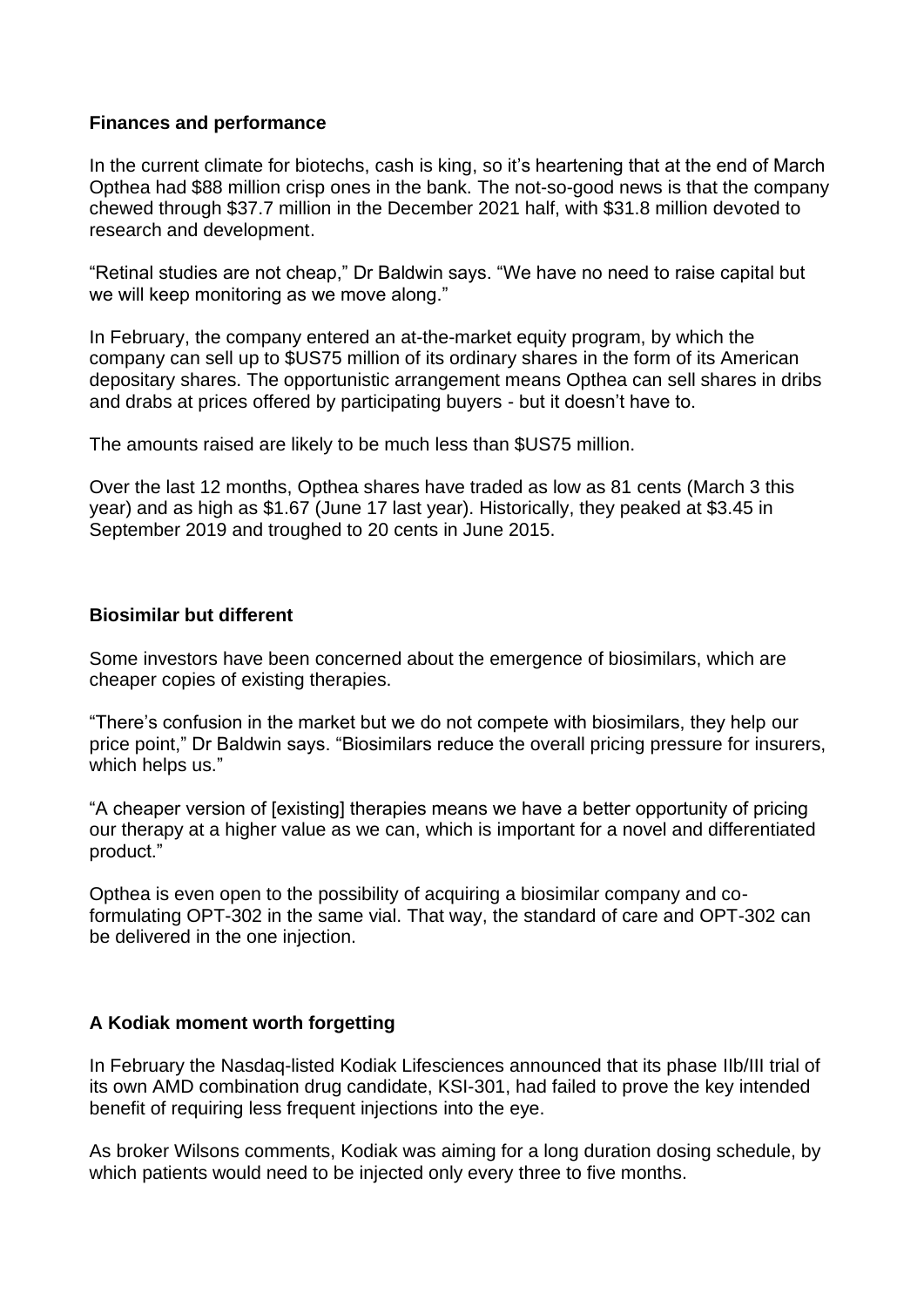### Finances and performance

In the current climate for biotechs, cash is king, so it's heartening that at the end of March Opthea had $88 million crisp ones in the bank. The not-so-good news is that the company chewed through $37.7 million in the December 2021 half, with $31.8 million devoted to research and development.

"Retinal studies are not cheap," Dr Baldwin says. "We have no need to raise capital but we will keep monitoring as we move along."

In February, the company entered an at-the-market equity program, by which the company can sell up to $US75 million of its ordinary shares in the form of its American depositary shares. The opportunistic arrangement means Opthea can sell shares in dribs and drabs at prices offered by participating buyers - but it doesn't have to.

The amounts raised are likely to be much less than $US75 million.

Over the last 12 months, Opthea shares have traded as low as 81 cents (March 3 this year) and as high as $1.67 (June 17 last year). Historically, they peaked at $3.45 in September 2019 and troughed to 20 cents in June 2015.

### Biosimilar but different

Some investors have been concerned about the emergence of biosimilars, which are cheaper copies of existing therapies.

"There's confusion in the market but we do not compete with biosimilars, they help our price point," Dr Baldwin says. "Biosimilars reduce the overall pricing pressure for insurers, which helps us."

"A cheaper version of [existing] therapies means we have a better opportunity of pricing our therapy at a higher value as we can, which is important for a novel and differentiated product."

Opthea is even open to the possibility of acquiring a biosimilar company and co-formulating OPT-302 in the same vial. That way, the standard of care and OPT-302 can be delivered in the one injection.

### A Kodiak moment worth forgetting

In February the Nasdaq-listed Kodiak Lifesciences announced that its phase IIb/III trial of its own AMD combination drug candidate, KSI-301, had failed to prove the key intended benefit of requiring less frequent injections into the eye.

As broker Wilsons comments, Kodiak was aiming for a long duration dosing schedule, by which patients would need to be injected only every three to five months.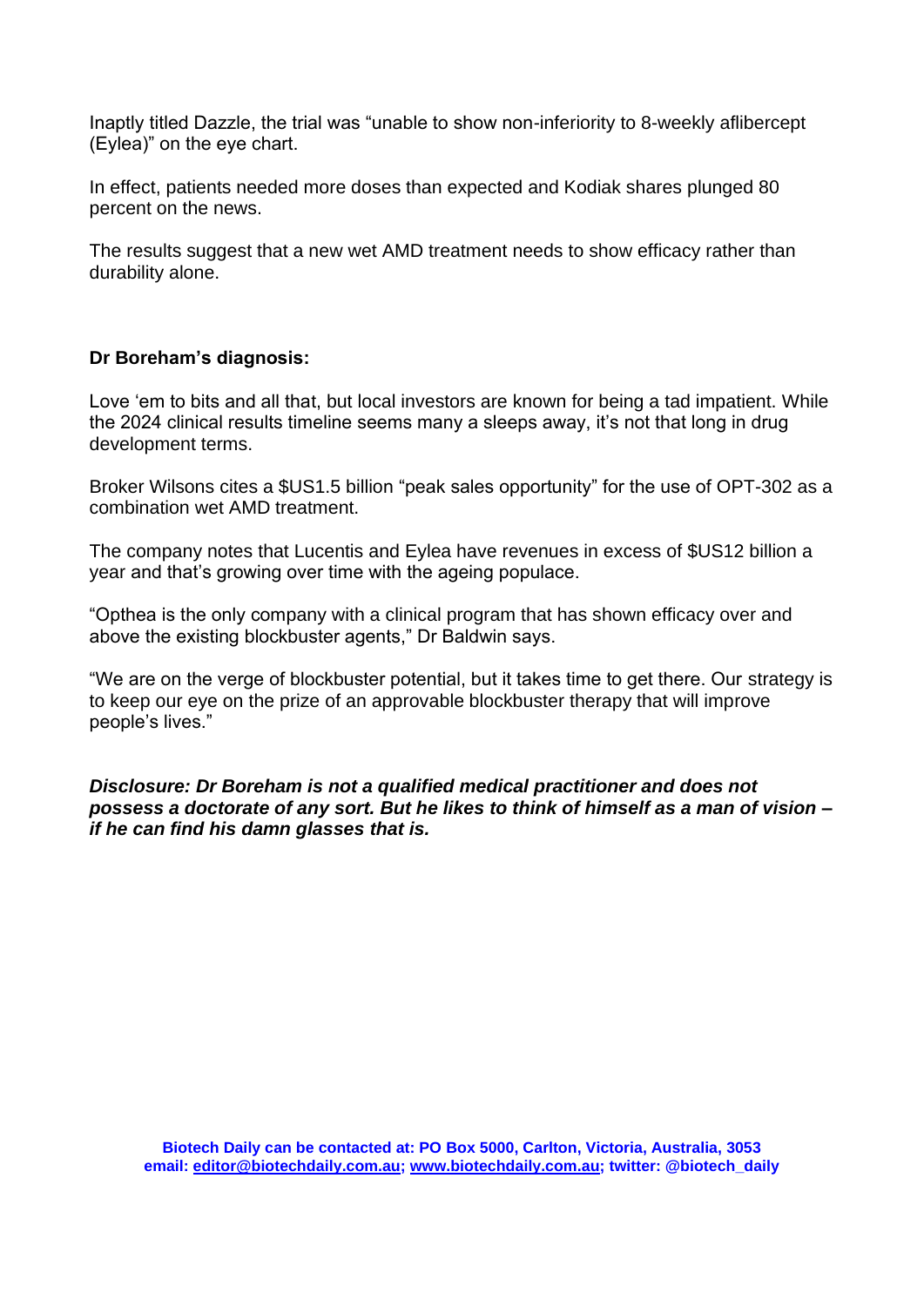Inaptly titled Dazzle, the trial was “unable to show non-inferiority to 8-weekly aflibercept (Eylea)” on the eye chart.

In effect, patients needed more doses than expected and Kodiak shares plunged 80 percent on the news.

The results suggest that a new wet AMD treatment needs to show efficacy rather than durability alone.

**Dr Boreham’s diagnosis:**

Love ‘em to bits and all that, but local investors are known for being a tad impatient. While the 2024 clinical results timeline seems many a sleeps away, it’s not that long in drug development terms.

Broker Wilsons cites a $US1.5 billion “peak sales opportunity” for the use of OPT-302 as a combination wet AMD treatment.

The company notes that Lucentis and Eylea have revenues in excess of $US12 billion a year and that’s growing over time with the ageing populace.

“Opthea is the only company with a clinical program that has shown efficacy over and above the existing blockbuster agents,” Dr Baldwin says.

“We are on the verge of blockbuster potential, but it takes time to get there. Our strategy is to keep our eye on the prize of an approvable blockbuster therapy that will improve people’s lives.”

***Disclosure: Dr Boreham is not a qualified medical practitioner and does not possess a doctorate of any sort. But he likes to think of himself as a man of vision – if he can find his damn glasses that is.***

**Biotech Daily can be contacted at: PO Box 5000, Carlton, Victoria, Australia, 3053**
**email: editor@biotechdaily.com.au; www.biotechdaily.com.au; twitter: @biotech_daily**